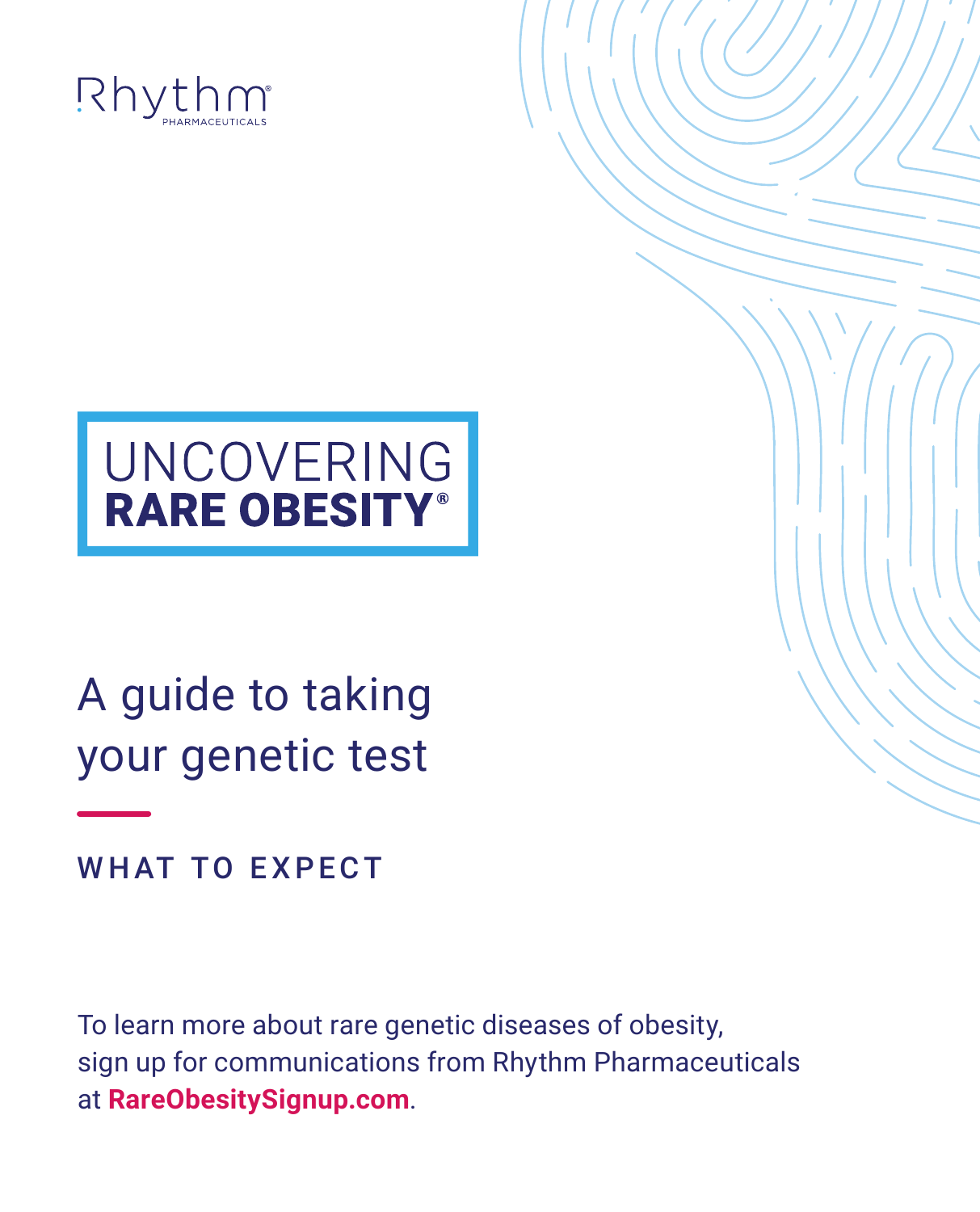Rhythm®
PHARMACEUTICALS

# UNCOVERING **RARE OBESITY®**

## A guide to taking your genetic test

### WHAT TO EXPECT

To learn more about rare genetic diseases of obesity, sign up for communications from Rhythm Pharmaceuticals at **RareObesitySignup.com**.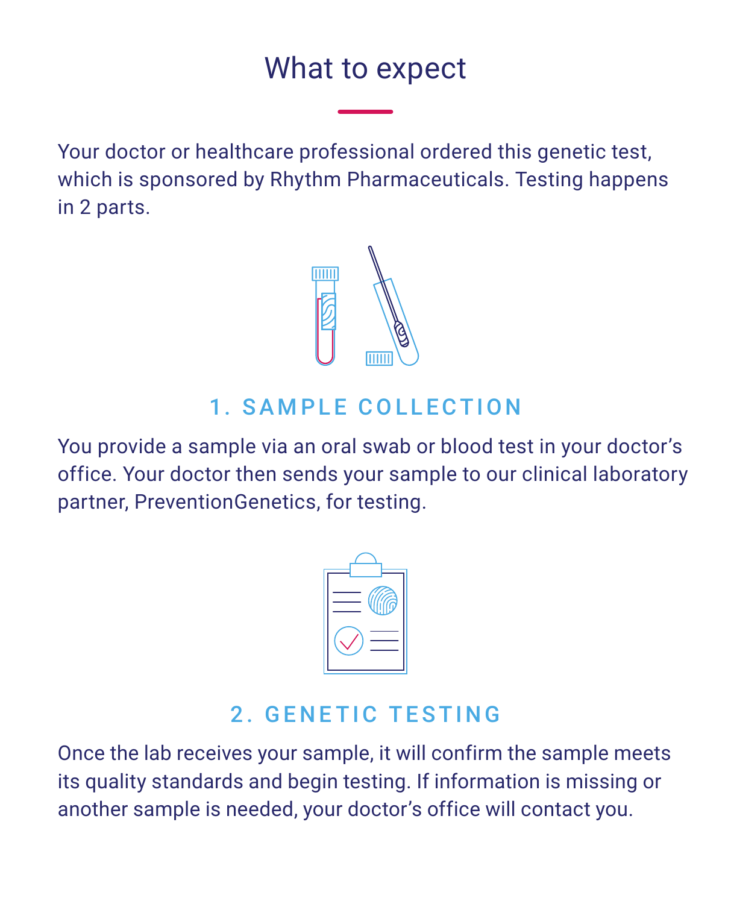# What to expect

Your doctor or healthcare professional ordered this genetic test, which is sponsored by Rhythm Pharmaceuticals. Testing happens in 2 parts.

## 1. SAMPLE COLLECTION

You provide a sample via an oral swab or blood test in your doctor's office. Your doctor then sends your sample to our clinical laboratory partner, PreventionGenetics, for testing.

## 2. GENETIC TESTING

Once the lab receives your sample, it will confirm the sample meets its quality standards and begin testing. If information is missing or another sample is needed, your doctor's office will contact you.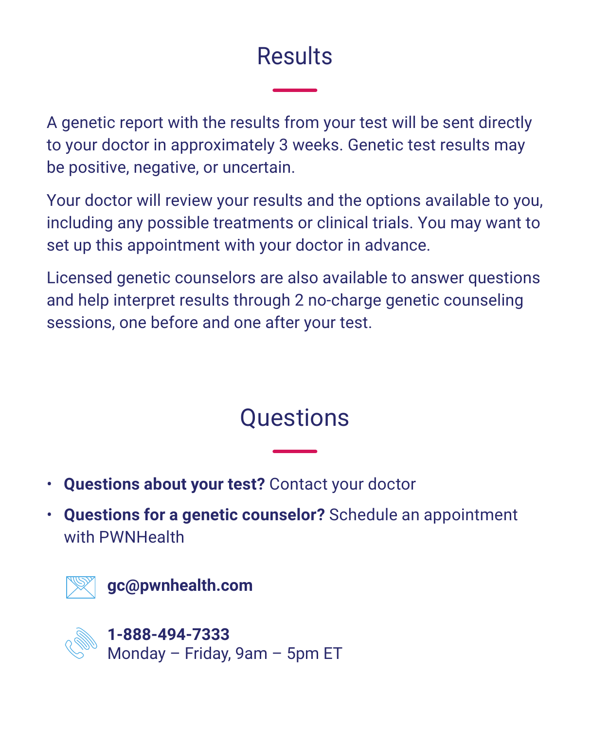## Results

A genetic report with the results from your test will be sent directly to your doctor in approximately 3 weeks. Genetic test results may be positive, negative, or uncertain.

Your doctor will review your results and the options available to you, including any possible treatments or clinical trials. You may want to set up this appointment with your doctor in advance.

Licensed genetic counselors are also available to answer questions and help interpret results through 2 no-charge genetic counseling sessions, one before and one after your test.

## Questions

- **Questions about your test?** Contact your doctor
- **Questions for a genetic counselor?** Schedule an appointment with PWNHealth

**gc@pwnhealth.com**

**1-888-494-7333**
Monday – Friday, 9am – 5pm ET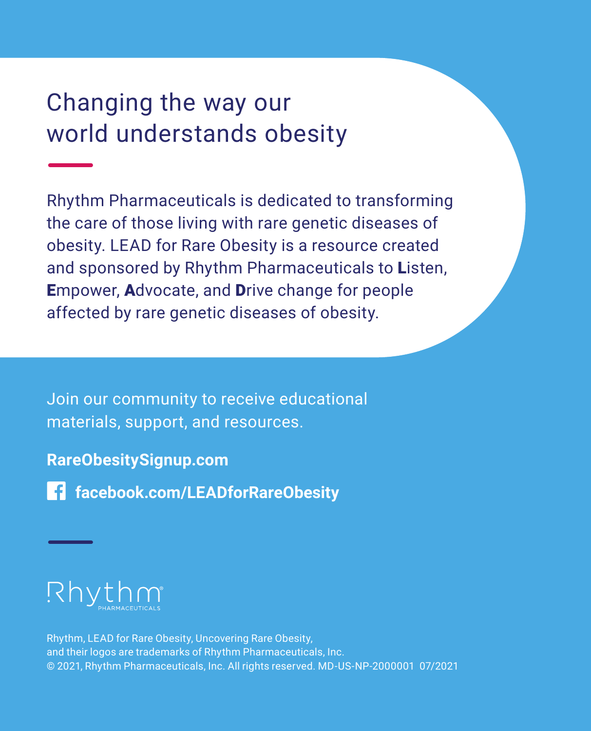# Changing the way our world understands obesity

Rhythm Pharmaceuticals is dedicated to transforming the care of those living with rare genetic diseases of obesity. LEAD for Rare Obesity is a resource created and sponsored by Rhythm Pharmaceuticals to **L**isten, **E**mpower, **A**dvocate, and **D**rive change for people affected by rare genetic diseases of obesity.

Join our community to receive educational materials, support, and resources.

**RareObesitySignup.com**

**facebook.com/LEADforRareObesity**

Rhythm PHARMACEUTICALS

Rhythm, LEAD for Rare Obesity, Uncovering Rare Obesity, and their logos are trademarks of Rhythm Pharmaceuticals, Inc.
© 2021, Rhythm Pharmaceuticals, Inc. All rights reserved. MD-US-NP-2000001 07/2021